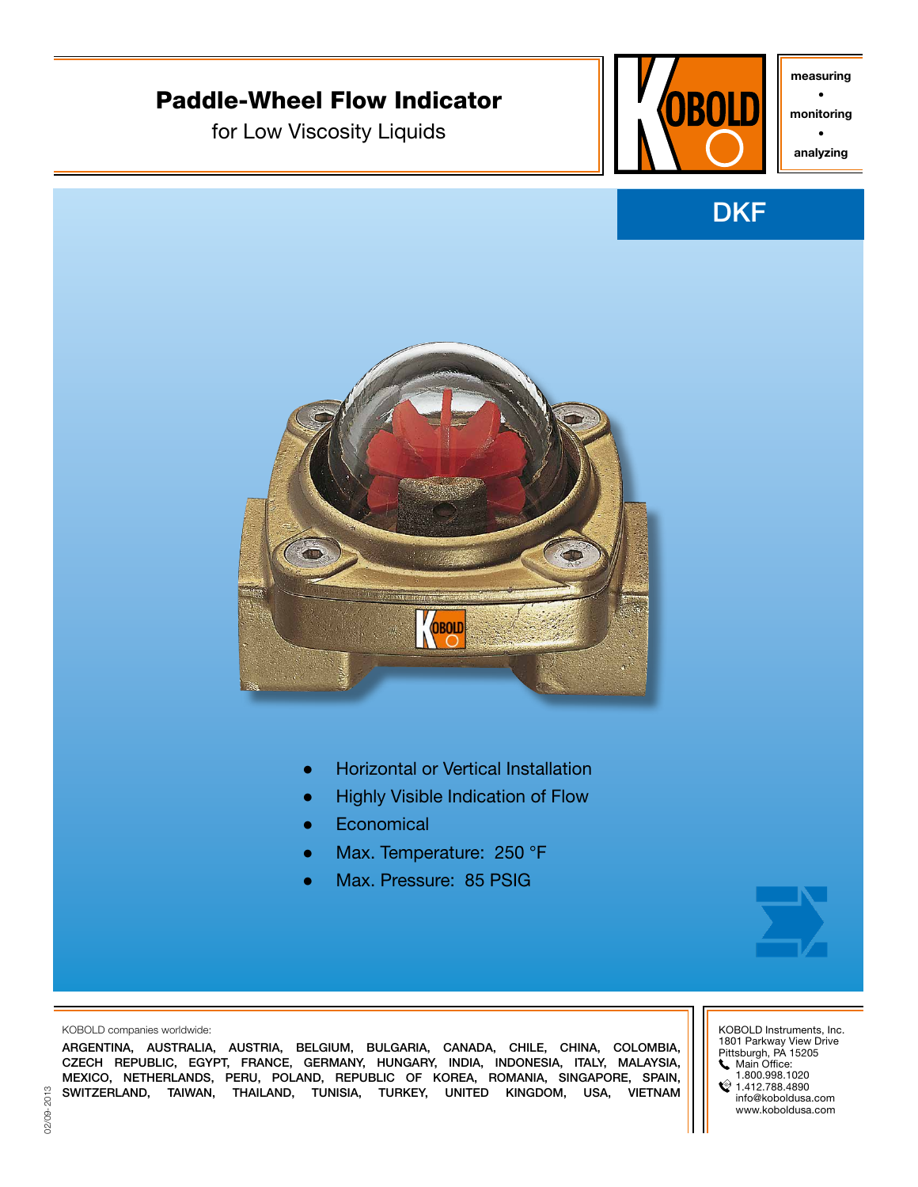# Paddle-Wheel Flow Indicator

for Low Viscosity Liquids

measuring • monitoring • analyzing

## DKF

- Horizontal or Vertical Installation
- Highly Visible Indication of Flow
- Economical
- Max. Temperature: 250 °F
- Max. Pressure: 85 PSIG

KOBOLD companies worldwide:

ARGENTINA, AUSTRALIA, AUSTRIA, BELGIUM, BULGARIA, CANADA, CHILE, CHINA, COLOMBIA, CZECH REPUBLIC, EGYPT, FRANCE, GERMANY, HUNGARY, INDIA, INDONESIA, ITALY, MALAYSIA, MEXICO, NETHERLANDS, PERU, POLAND, REPUBLIC OF KOREA, ROMANIA, SINGAPORE, SPAIN, SWITZERLAND, TAIWAN, THAILAND, TUNISIA, TURKEY, UNITED KINGDOM, USA, VIETNAM

KOBOLD Instruments, Inc.
1801 Parkway View Drive
Pittsburgh, PA 15205
Main Office:
1.800.998.1020
1.412.788.4890
info@koboldusa.com
www.koboldusa.com

02/09-2013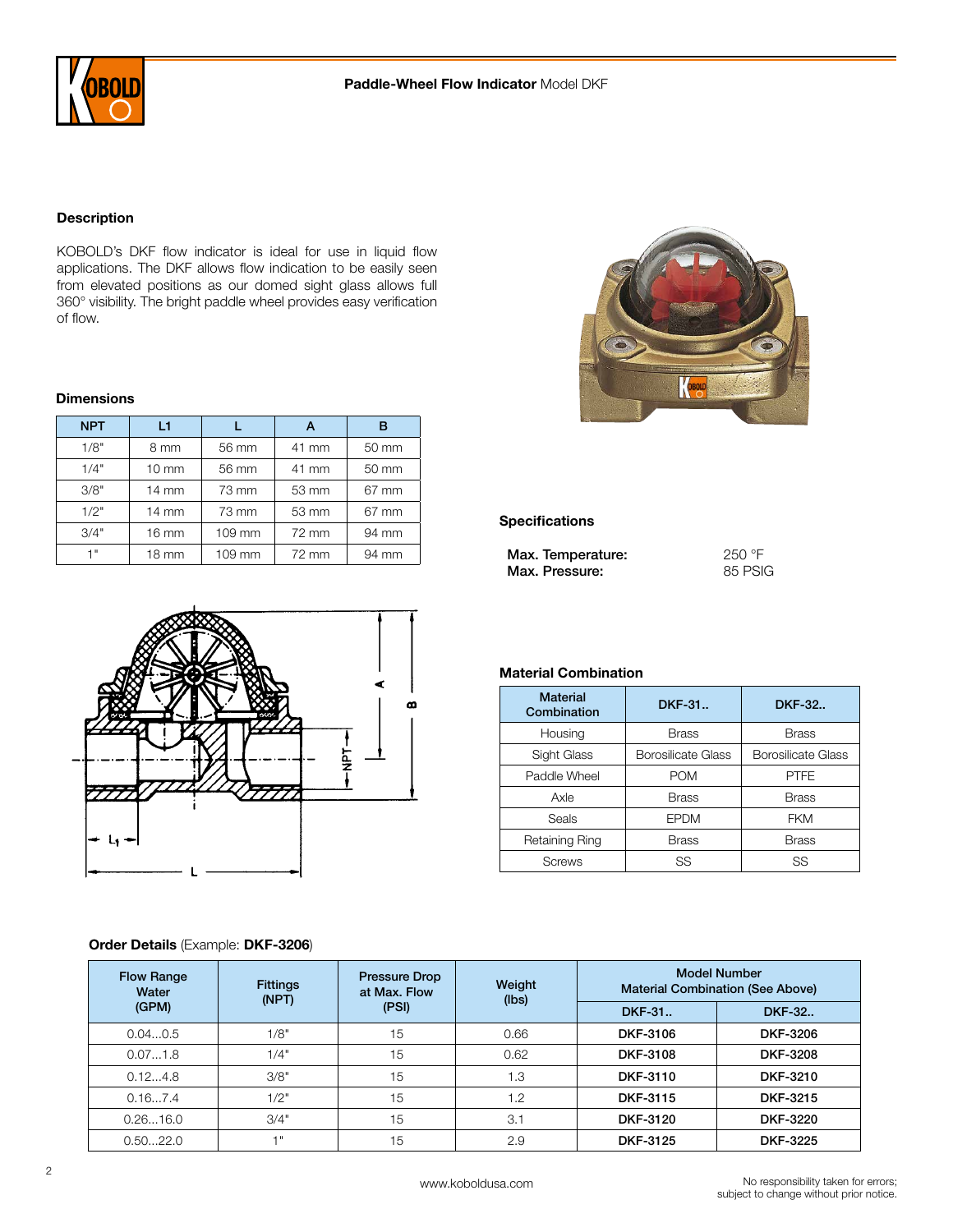**Paddle-Wheel Flow Indicator** Model DKF

## Description

KOBOLD's DKF flow indicator is ideal for use in liquid flow applications. The DKF allows flow indication to be easily seen from elevated positions as our domed sight glass allows full 360° visibility. The bright paddle wheel provides easy verification of flow.

## Dimensions

| NPT | L1 | L | A | B |
|---|---|---|---|---|
| 1/8" | 8 mm | 56 mm | 41 mm | 50 mm |
| 1/4" | 10 mm | 56 mm | 41 mm | 50 mm |
| 3/8" | 14 mm | 73 mm | 53 mm | 67 mm |
| 1/2" | 14 mm | 73 mm | 53 mm | 67 mm |
| 3/4" | 16 mm | 109 mm | 72 mm | 94 mm |
| 1" | 18 mm | 109 mm | 72 mm | 94 mm |

## Specifications

**Max. Temperature:** 250 °F
**Max. Pressure:** 85 PSIG

## Material Combination

| Material Combination | DKF-31.. | DKF-32.. |
|---|---|---|
| Housing | Brass | Brass |
| Sight Glass | Borosilicate Glass | Borosilicate Glass |
| Paddle Wheel | POM | PTFE |
| Axle | Brass | Brass |
| Seals | EPDM | FKM |
| Retaining Ring | Brass | Brass |
| Screws | SS | SS |

## Order Details (Example: **DKF-3206**)

| Flow Range Water (GPM) | Fittings (NPT) | Pressure Drop at Max. Flow (PSI) | Weight (lbs) | Model Number Material Combination (See Above) | |
|---|---|---|---|---|---|
| | | | | DKF-31.. | DKF-32.. |
| 0.04...0.5 | 1/8" | 15 | 0.66 | **DKF-3106** | **DKF-3206** |
| 0.07...1.8 | 1/4" | 15 | 0.62 | **DKF-3108** | **DKF-3208** |
| 0.12...4.8 | 3/8" | 15 | 1.3 | **DKF-3110** | **DKF-3210** |
| 0.16...7.4 | 1/2" | 15 | 1.2 | **DKF-3115** | **DKF-3215** |
| 0.26...16.0 | 3/4" | 15 | 3.1 | **DKF-3120** | **DKF-3220** |
| 0.50...22.0 | 1" | 15 | 2.9 | **DKF-3125** | **DKF-3225** |

www.koboldusa.com

No responsibility taken for errors; subject to change without prior notice.